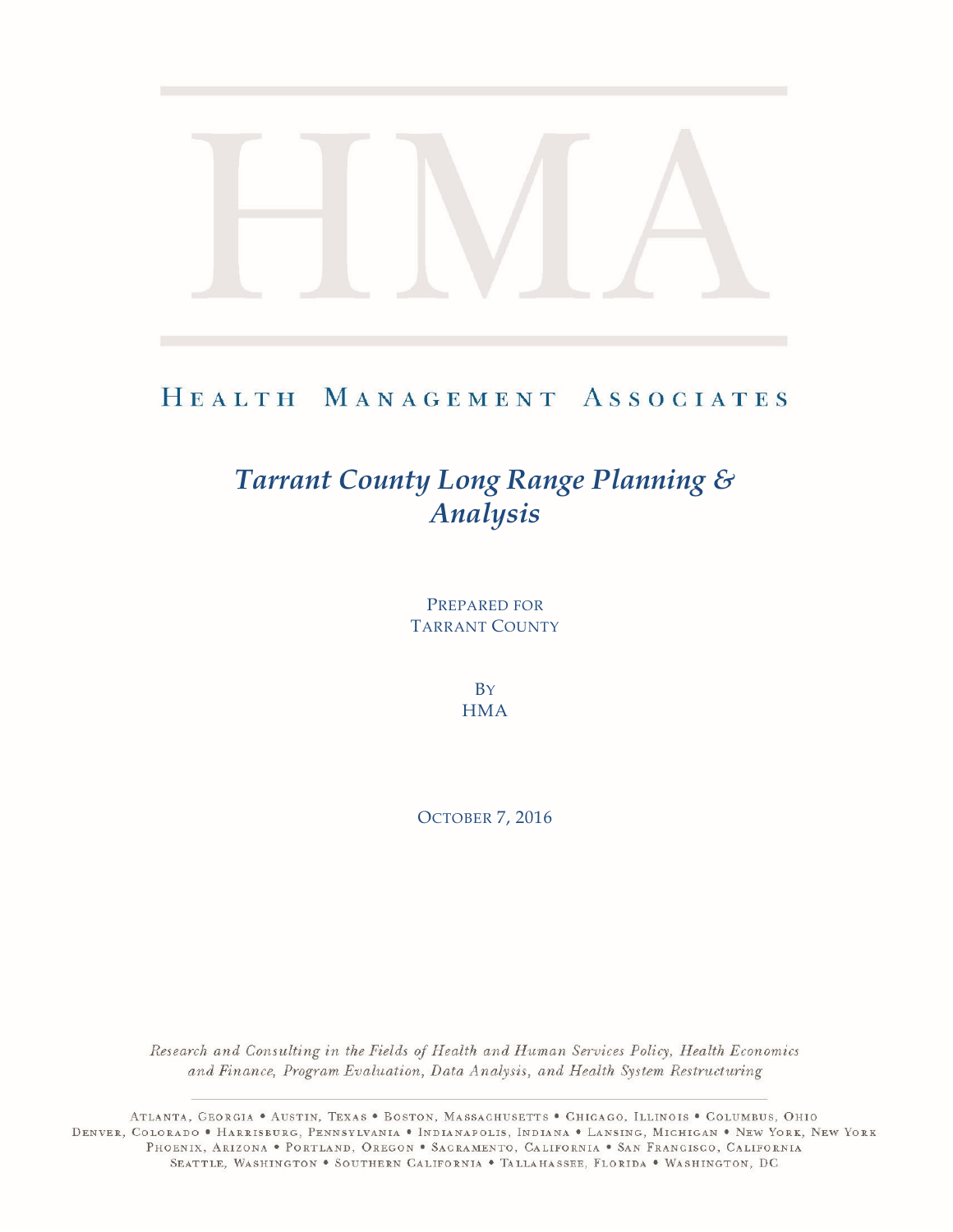# HMA

## HEALTH MANAGEMENT ASSOCIATES

# *Tarrant County Long Range Planning & Analysis*

PREPARED FOR
TARRANT COUNTY

BY
HMA

OCTOBER 7, 2016

*Research and Consulting in the Fields of Health and Human Services Policy, Health Economics and Finance, Program Evaluation, Data Analysis, and Health System Restructuring*

ATLANTA, GEORGIA • AUSTIN, TEXAS • BOSTON, MASSACHUSETTS • CHICAGO, ILLINOIS • COLUMBUS, OHIO
DENVER, COLORADO • HARRISBURG, PENNSYLVANIA • INDIANAPOLIS, INDIANA • LANSING, MICHIGAN • NEW YORK, NEW YORK
PHOENIX, ARIZONA • PORTLAND, OREGON • SACRAMENTO, CALIFORNIA • SAN FRANCISCO, CALIFORNIA
SEATTLE, WASHINGTON • SOUTHERN CALIFORNIA • TALLAHASSEE, FLORIDA • WASHINGTON, DC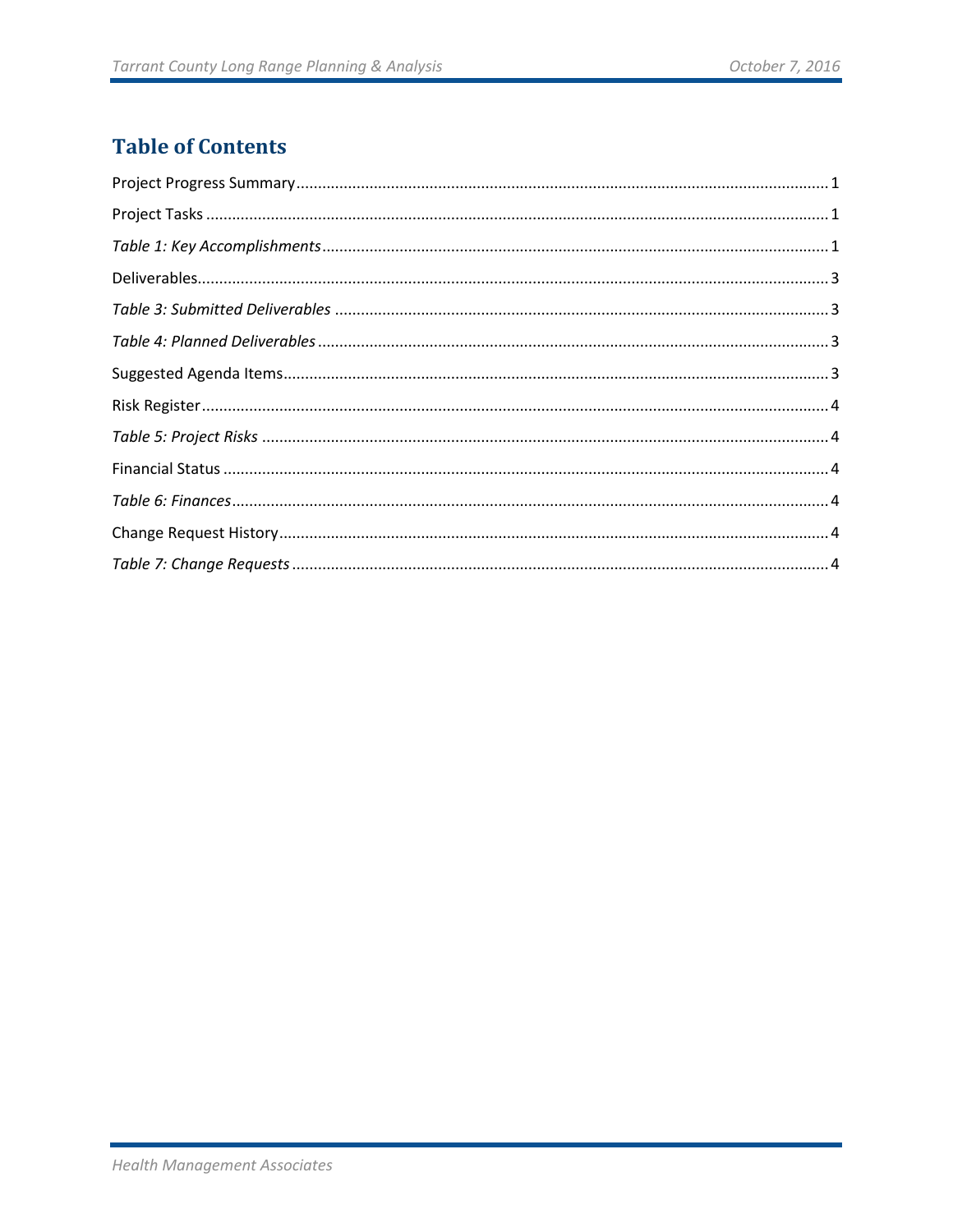## Table of Contents

Project Progress Summary ........................................................................................................................ 1

Project Tasks ............................................................................................................................................ 1

*Table 1: Key Accomplishments* ................................................................................................................ 1

Deliverables ............................................................................................................................................... 3

*Table 3: Submitted Deliverables* .............................................................................................................. 3

*Table 4: Planned Deliverables* ................................................................................................................. 3

Suggested Agenda Items ........................................................................................................................... 3

Risk Register .............................................................................................................................................. 4

*Table 5: Project Risks* ............................................................................................................................... 4

Financial Status ......................................................................................................................................... 4

*Table 6: Finances* ...................................................................................................................................... 4

Change Request History ............................................................................................................................. 4

*Table 7: Change Requests* ........................................................................................................................ 4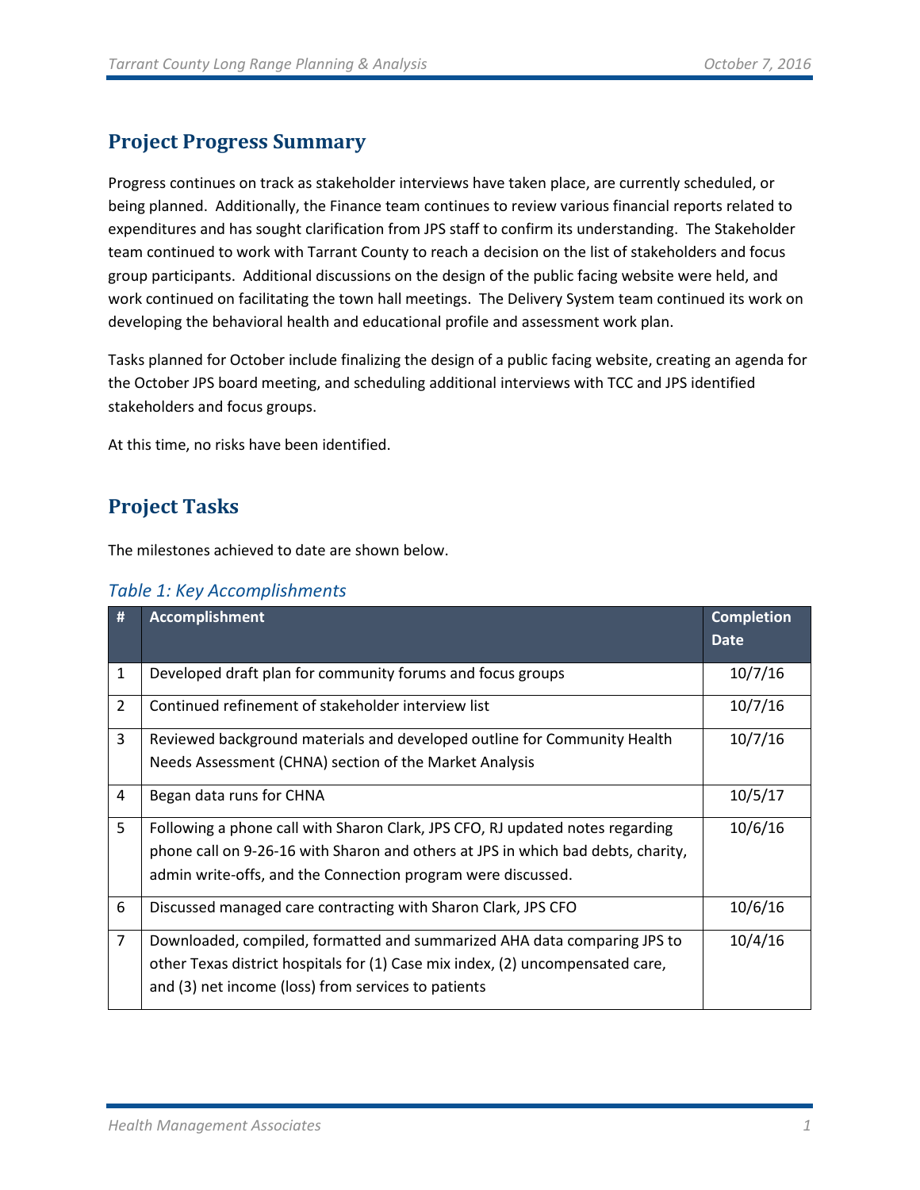## Project Progress Summary

Progress continues on track as stakeholder interviews have taken place, are currently scheduled, or being planned. Additionally, the Finance team continues to review various financial reports related to expenditures and has sought clarification from JPS staff to confirm its understanding. The Stakeholder team continued to work with Tarrant County to reach a decision on the list of stakeholders and focus group participants. Additional discussions on the design of the public facing website were held, and work continued on facilitating the town hall meetings. The Delivery System team continued its work on developing the behavioral health and educational profile and assessment work plan.

Tasks planned for October include finalizing the design of a public facing website, creating an agenda for the October JPS board meeting, and scheduling additional interviews with TCC and JPS identified stakeholders and focus groups.

At this time, no risks have been identified.

## Project Tasks

The milestones achieved to date are shown below.

*Table 1: Key Accomplishments*

| # | Accomplishment | Completion Date |
|---|---|---|
| 1 | Developed draft plan for community forums and focus groups | 10/7/16 |
| 2 | Continued refinement of stakeholder interview list | 10/7/16 |
| 3 | Reviewed background materials and developed outline for Community Health Needs Assessment (CHNA) section of the Market Analysis | 10/7/16 |
| 4 | Began data runs for CHNA | 10/5/17 |
| 5 | Following a phone call with Sharon Clark, JPS CFO, RJ updated notes regarding phone call on 9-26-16 with Sharon and others at JPS in which bad debts, charity, admin write-offs, and the Connection program were discussed. | 10/6/16 |
| 6 | Discussed managed care contracting with Sharon Clark, JPS CFO | 10/6/16 |
| 7 | Downloaded, compiled, formatted and summarized AHA data comparing JPS to other Texas district hospitals for (1) Case mix index, (2) uncompensated care, and (3) net income (loss) from services to patients | 10/4/16 |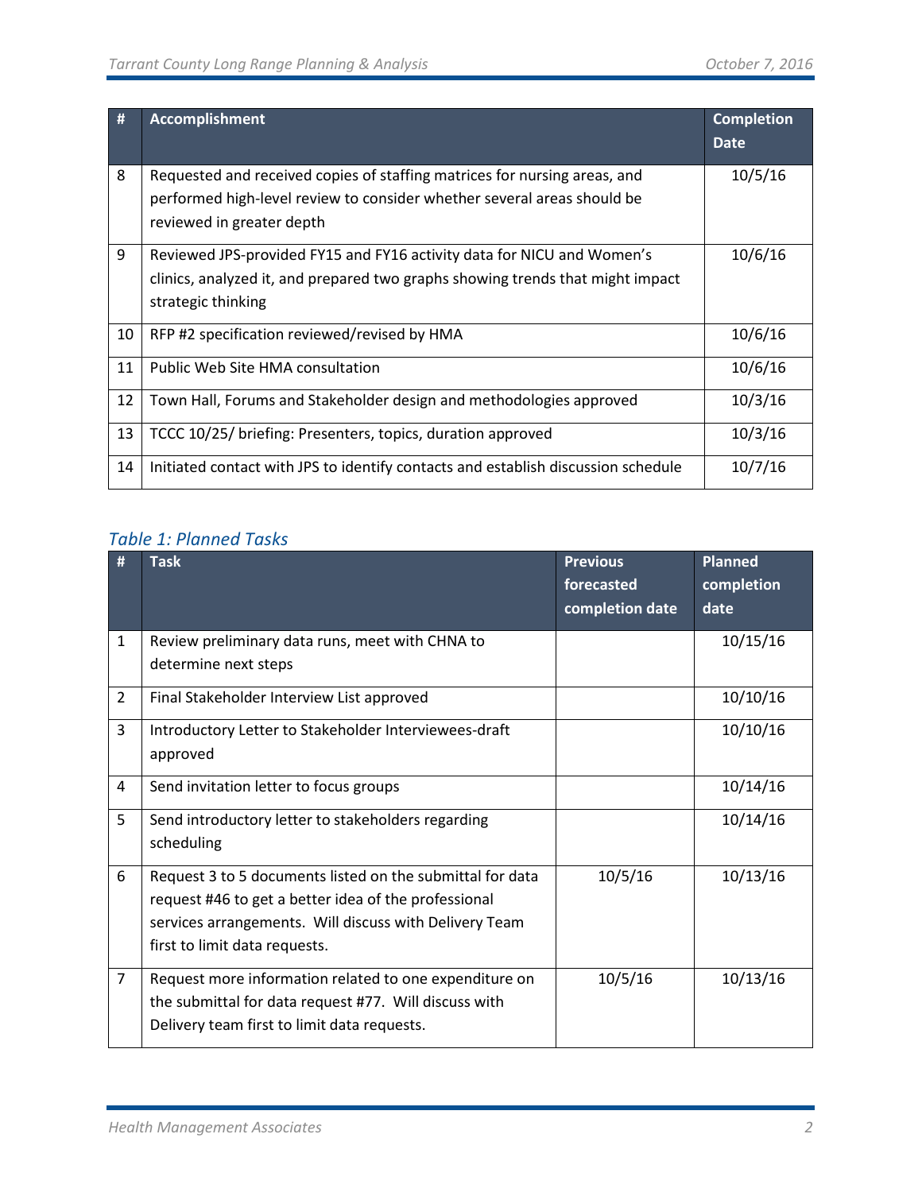| # | Accomplishment | Completion Date |
|---|---|---|
| 8 | Requested and received copies of staffing matrices for nursing areas, and performed high-level review to consider whether several areas should be reviewed in greater depth | 10/5/16 |
| 9 | Reviewed JPS-provided FY15 and FY16 activity data for NICU and Women's clinics, analyzed it, and prepared two graphs showing trends that might impact strategic thinking | 10/6/16 |
| 10 | RFP #2 specification reviewed/revised by HMA | 10/6/16 |
| 11 | Public Web Site HMA consultation | 10/6/16 |
| 12 | Town Hall, Forums and Stakeholder design and methodologies approved | 10/3/16 |
| 13 | TCCC 10/25/ briefing: Presenters, topics, duration approved | 10/3/16 |
| 14 | Initiated contact with JPS to identify contacts and establish discussion schedule | 10/7/16 |

### *Table 1: Planned Tasks*

| # | Task | Previous forecasted completion date | Planned completion date |
|---|---|---|---|
| 1 | Review preliminary data runs, meet with CHNA to determine next steps | | 10/15/16 |
| 2 | Final Stakeholder Interview List approved | | 10/10/16 |
| 3 | Introductory Letter to Stakeholder Interviewees-draft approved | | 10/10/16 |
| 4 | Send invitation letter to focus groups | | 10/14/16 |
| 5 | Send introductory letter to stakeholders regarding scheduling | | 10/14/16 |
| 6 | Request 3 to 5 documents listed on the submittal for data request #46 to get a better idea of the professional services arrangements. Will discuss with Delivery Team first to limit data requests. | 10/5/16 | 10/13/16 |
| 7 | Request more information related to one expenditure on the submittal for data request #77. Will discuss with Delivery team first to limit data requests. | 10/5/16 | 10/13/16 |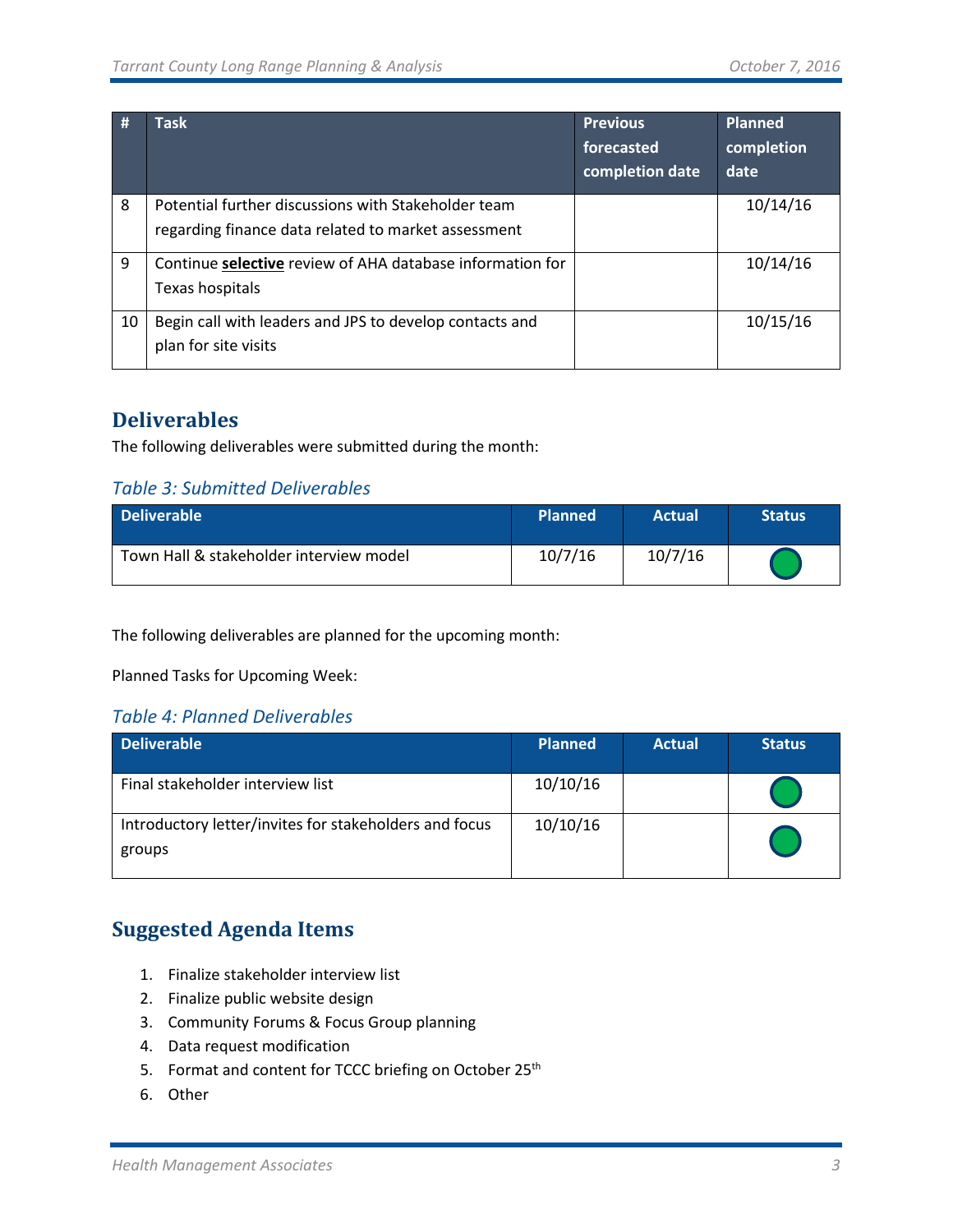| # | Task | Previous forecasted completion date | Planned completion date |
|---|---|---|---|
| 8 | Potential further discussions with Stakeholder team regarding finance data related to market assessment | | 10/14/16 |
| 9 | Continue **selective** review of AHA database information for Texas hospitals | | 10/14/16 |
| 10 | Begin call with leaders and JPS to develop contacts and plan for site visits | | 10/15/16 |

## Deliverables

The following deliverables were submitted during the month:

### *Table 3: Submitted Deliverables*

| Deliverable | Planned | Actual | Status |
|---|---|---|---|
| Town Hall & stakeholder interview model | 10/7/16 | 10/7/16 | Green |

The following deliverables are planned for the upcoming month:

Planned Tasks for Upcoming Week:

### *Table 4: Planned Deliverables*

| Deliverable | Planned | Actual | Status |
|---|---|---|---|
| Final stakeholder interview list | 10/10/16 | | Green |
| Introductory letter/invites for stakeholders and focus groups | 10/10/16 | | Green |

## Suggested Agenda Items

1. Finalize stakeholder interview list
2. Finalize public website design
3. Community Forums & Focus Group planning
4. Data request modification
5. Format and content for TCCC briefing on October 25th
6. Other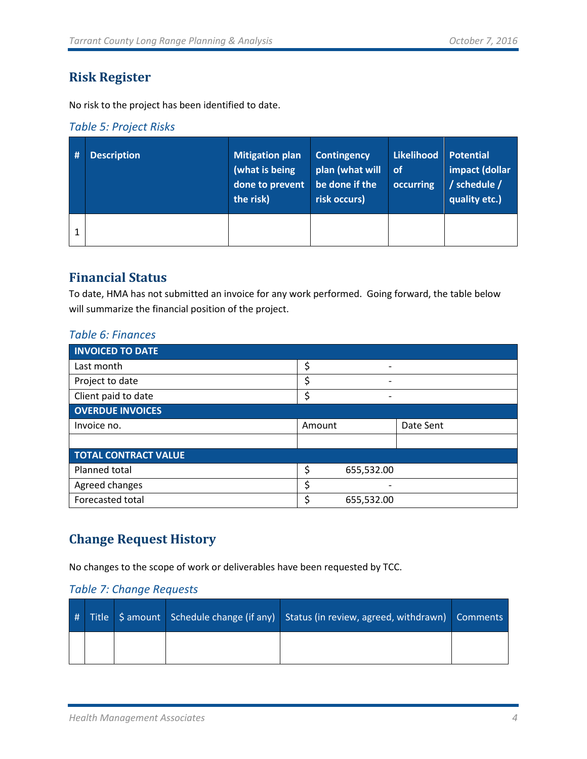## Risk Register

No risk to the project has been identified to date.

*Table 5: Project Risks*

| # | Description | Mitigation plan (what is being done to prevent the risk) | Contingency plan (what will be done if the risk occurs) | Likelihood of occurring | Potential impact (dollar / schedule / quality etc.) |
|---|---|---|---|---|---|
| 1 | | | | | |

## Financial Status

To date, HMA has not submitted an invoice for any work performed. Going forward, the table below will summarize the financial position of the project.

*Table 6: Finances*

| **INVOICED TO DATE** | | |
|---|---|---|
| Last month | $ - | |
| Project to date | $ - | |
| Client paid to date | $ - | |
| **OVERDUE INVOICES** | | |
| Invoice no. | Amount | Date Sent |
| | | |
| **TOTAL CONTRACT VALUE** | | |
| Planned total | $ 655,532.00 | |
| Agreed changes | $ - | |
| Forecasted total | $ 655,532.00 | |

## Change Request History

No changes to the scope of work or deliverables have been requested by TCC.

*Table 7: Change Requests*

| # | Title | $ amount | Schedule change (if any) | Status (in review, agreed, withdrawn) | Comments |
|---|---|---|---|---|---|
| | | | | | |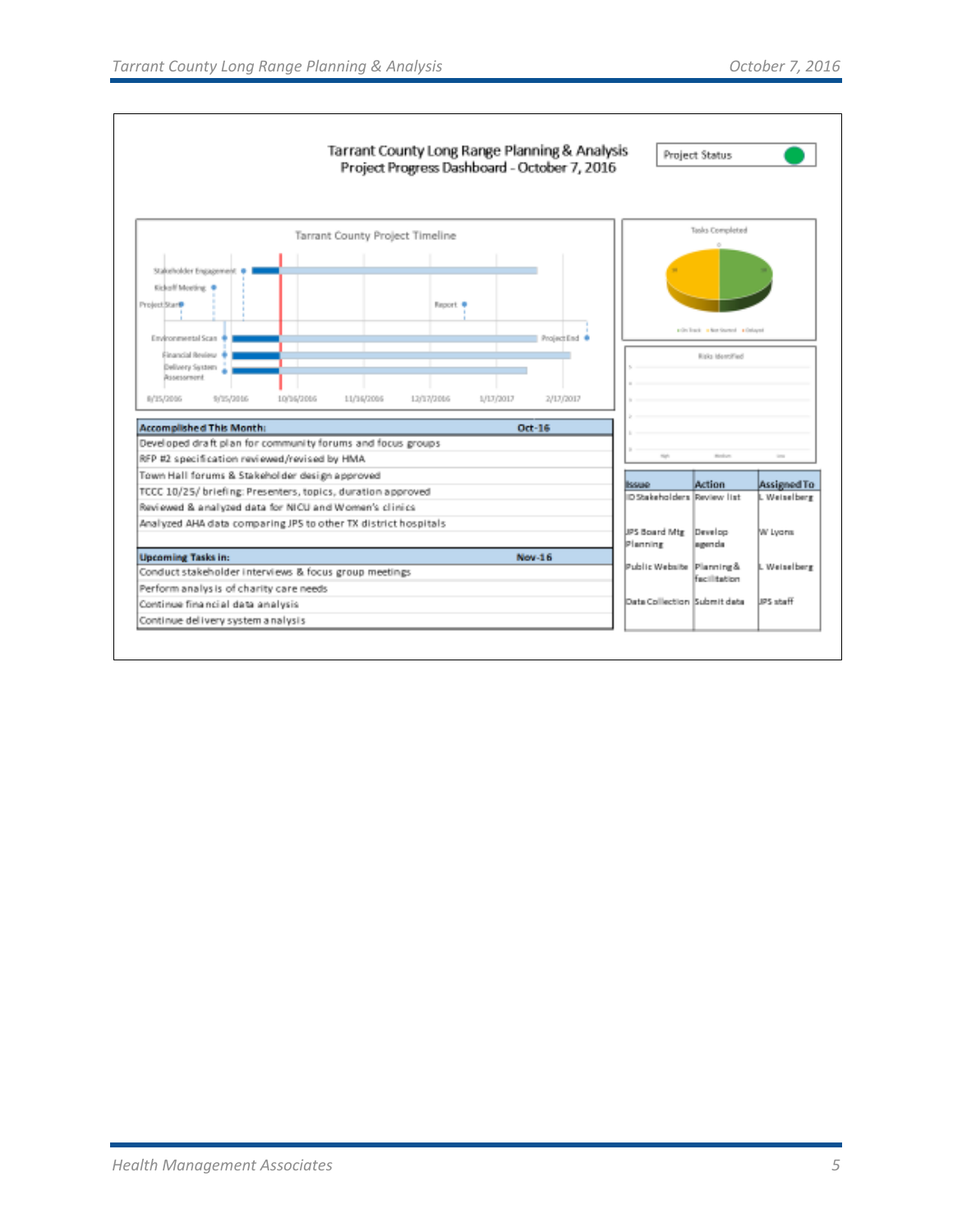Tarrant County Long Range Planning & Analysis
Project Progress Dashboard - October 7, 2016

Project Status

Tarrant County Project Timeline

Stakeholder Engagement
Kickoff Meeting
Project Start
Report
Environmental Scan
Project End
Financial Review
Delivery System Assessment
8/15/2016
9/15/2016
10/16/2016
11/16/2016
12/17/2016
1/17/2017
2/17/2017

Tasks Completed

On Track
Not Started
Delayed

Risks Identified

High
Medium
Low

| Accomplished This Month: | Oct-16 |
|---|---|
| Developed draft plan for community forums and focus groups | |
| RFP #2 specification reviewed/revised by HMA | |
| Town Hall forums & Stakeholder design approved | |
| TCCC 10/25/ briefing: Presenters, topics, duration approved | |
| Reviewed & analyzed data for NICU and Women's clinics | |
| Analyzed AHA data comparing JPS to other TX district hospitals | |
| **Upcoming Tasks in:** | **Nov-16** |
| Conduct stakeholder interviews & focus group meetings | |
| Perform analysis of charity care needs | |
| Continue financial data analysis | |
| Continue delivery system analysis | |

| Issue | Action | Assigned To |
|---|---|---|
| ID Stakeholders | Review list | L Weiselberg |
| JPS Board Mtg Planning | Develop agenda | W Lyons |
| Public Website | Planning & facilitation | L Weiselberg |
| Data Collection | Submit data | JPS staff |